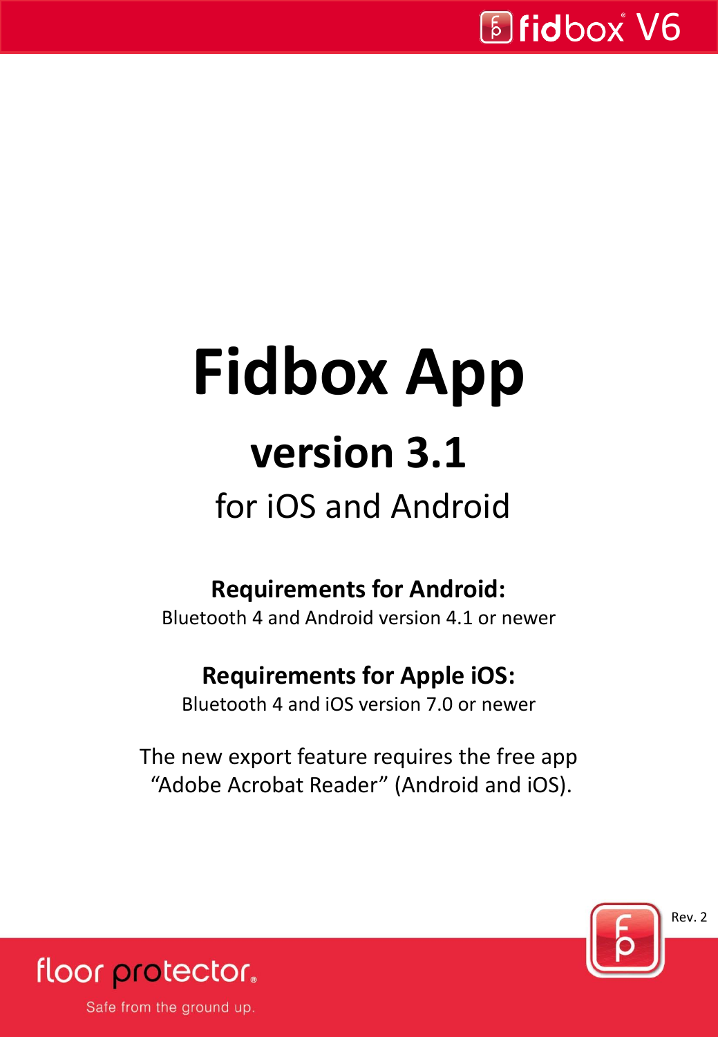# Fidbox App

## version 3.1

for iOS and Android

**Requirements for Android:**
Bluetooth 4 and Android version 4.1 or newer

**Requirements for Apple iOS:**
Bluetooth 4 and iOS version 7.0 or newer

The new export feature requires the free app "Adobe Acrobat Reader" (Android and iOS).

Rev. 2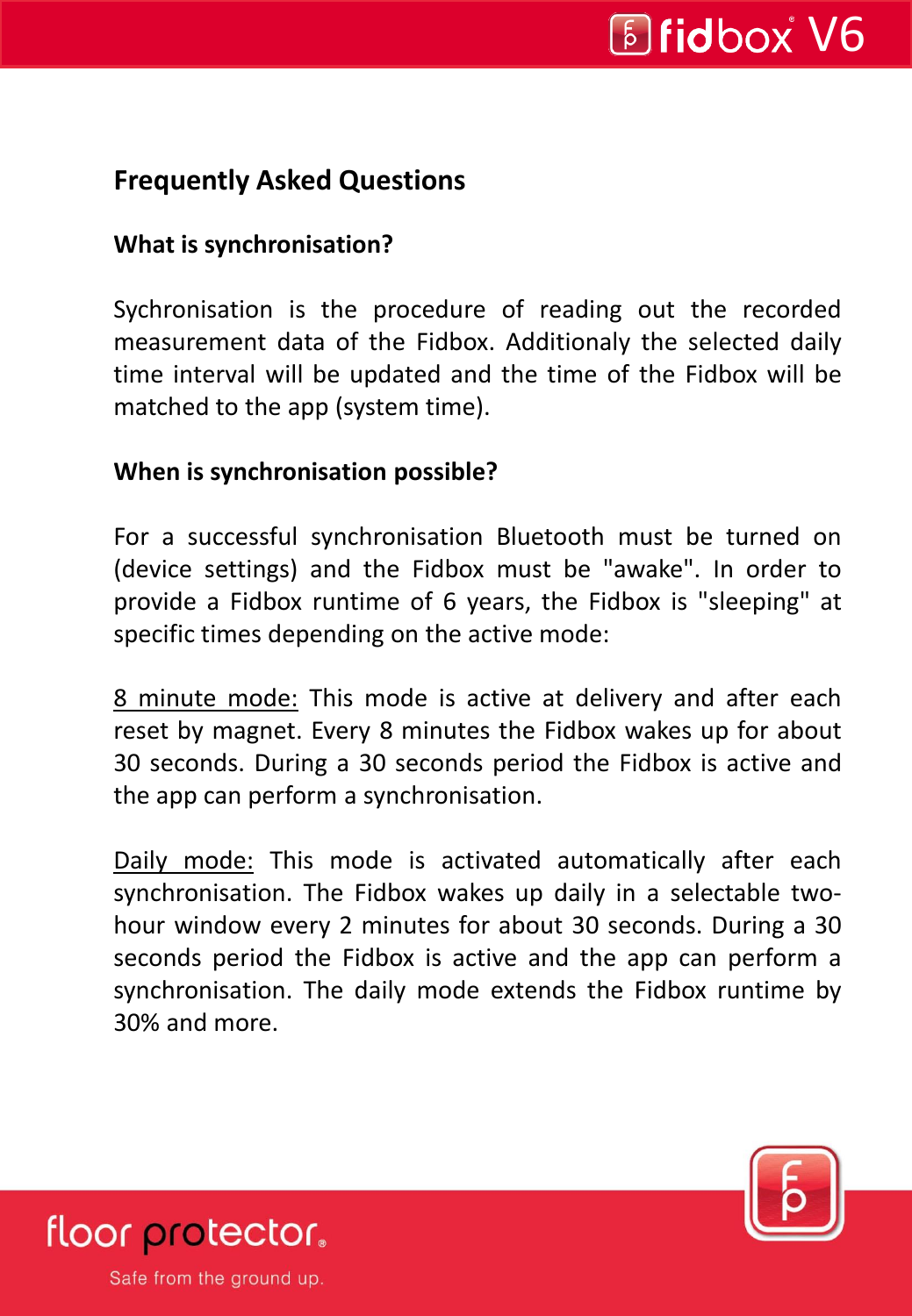## Frequently Asked Questions

### What is synchronisation?

Sychronisation is the procedure of reading out the recorded measurement data of the Fidbox. Additionaly the selected daily time interval will be updated and the time of the Fidbox will be matched to the app (system time).

### When is synchronisation possible?

For a successful synchronisation Bluetooth must be turned on (device settings) and the Fidbox must be "awake". In order to provide a Fidbox runtime of 6 years, the Fidbox is "sleeping" at specific times depending on the active mode:

8 minute mode: This mode is active at delivery and after each reset by magnet. Every 8 minutes the Fidbox wakes up for about 30 seconds. During a 30 seconds period the Fidbox is active and the app can perform a synchronisation.

Daily mode: This mode is activated automatically after each synchronisation. The Fidbox wakes up daily in a selectable two-hour window every 2 minutes for about 30 seconds. During a 30 seconds period the Fidbox is active and the app can perform a synchronisation. The daily mode extends the Fidbox runtime by 30% and more.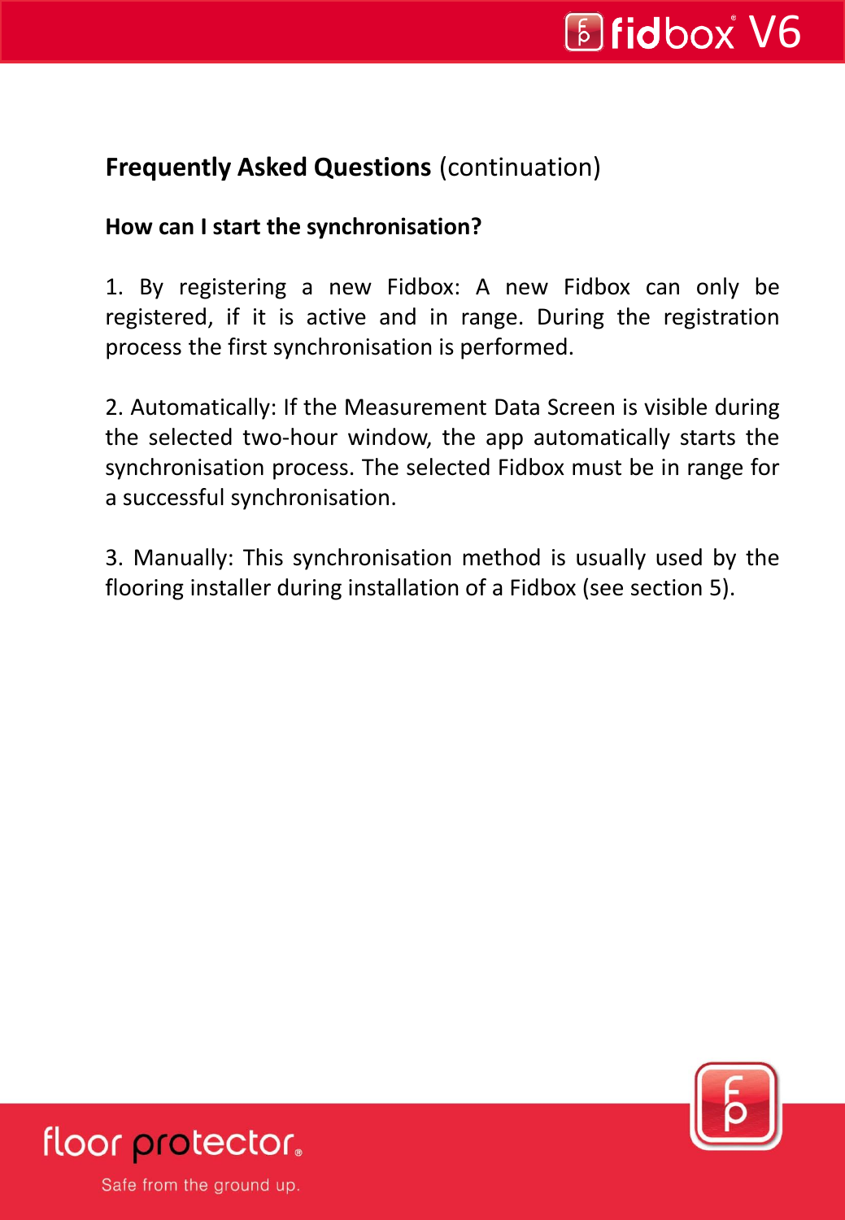## **Frequently Asked Questions** (continuation)

### How can I start the synchronisation?

1. By registering a new Fidbox: A new Fidbox can only be registered, if it is active and in range. During the registration process the first synchronisation is performed.

2. Automatically: If the Measurement Data Screen is visible during the selected two-hour window, the app automatically starts the synchronisation process. The selected Fidbox must be in range for a successful synchronisation.

3. Manually: This synchronisation method is usually used by the flooring installer during installation of a Fidbox (see section 5).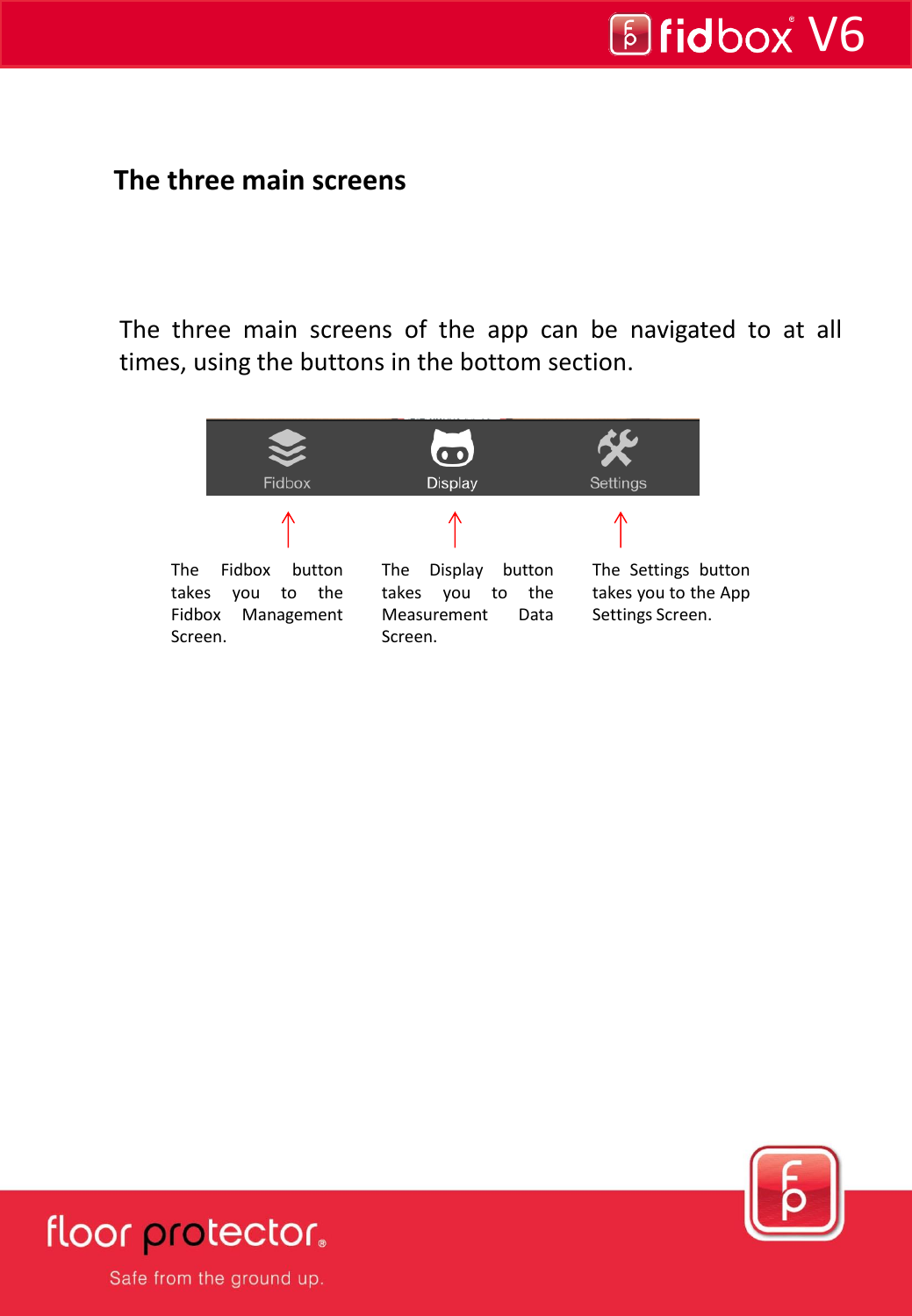## The three main screens

The three main screens of the app can be navigated to at all times, using the buttons in the bottom section.

Fidbox Display Settings

The Fidbox button takes you to the Fidbox Management Screen.

The Display button takes you to the Measurement Data Screen.

The Settings button takes you to the App Settings Screen.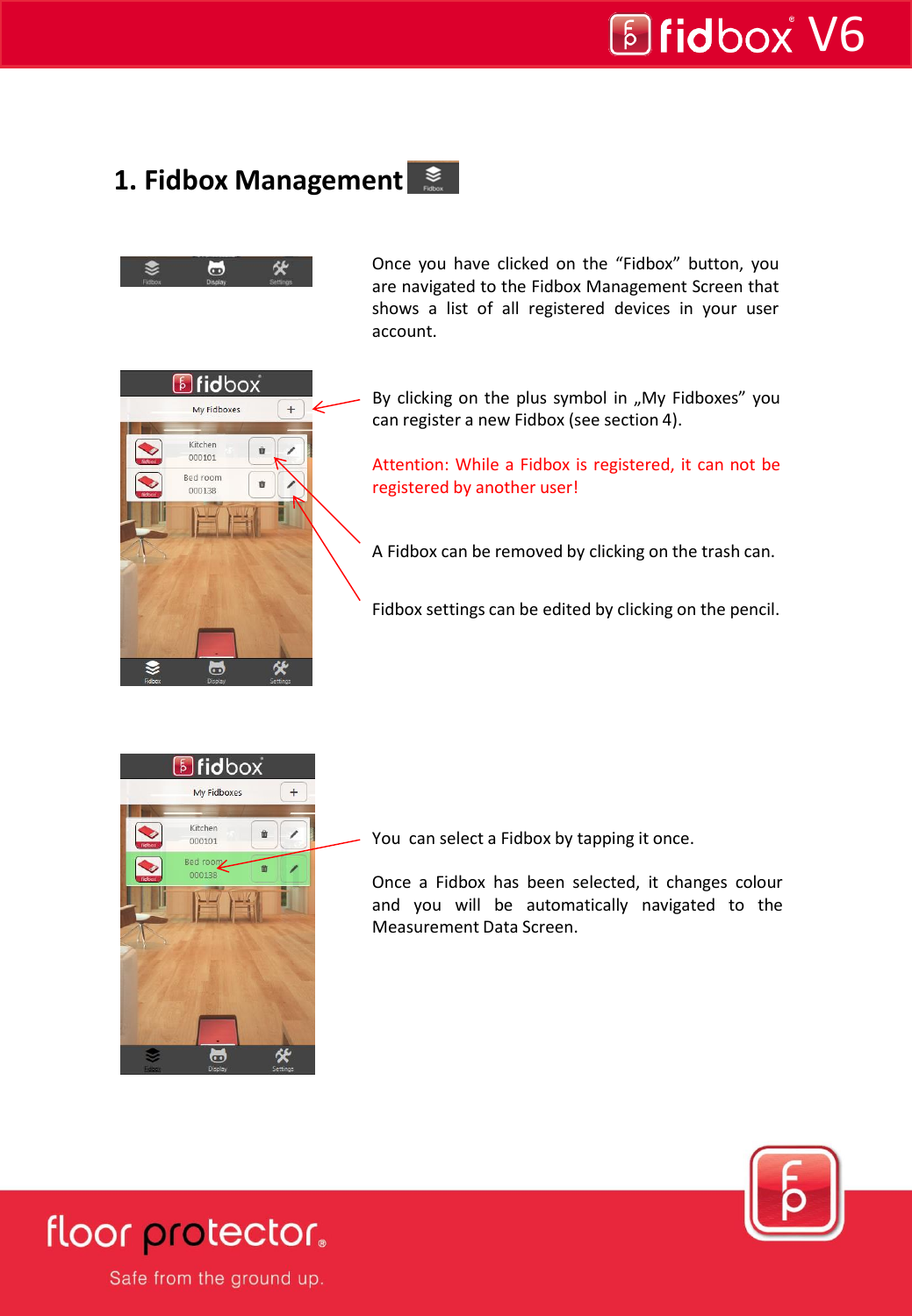# 1. Fidbox Management

Once you have clicked on the “Fidbox” button, you are navigated to the Fidbox Management Screen that shows a list of all registered devices in your user account.

By clicking on the plus symbol in „My Fidboxes” you can register a new Fidbox (see section 4).

Attention: While a Fidbox is registered, it can not be registered by another user!

A Fidbox can be removed by clicking on the trash can.

Fidbox settings can be edited by clicking on the pencil.

You can select a Fidbox by tapping it once.

Once a Fidbox has been selected, it changes colour and you will be automatically navigated to the Measurement Data Screen.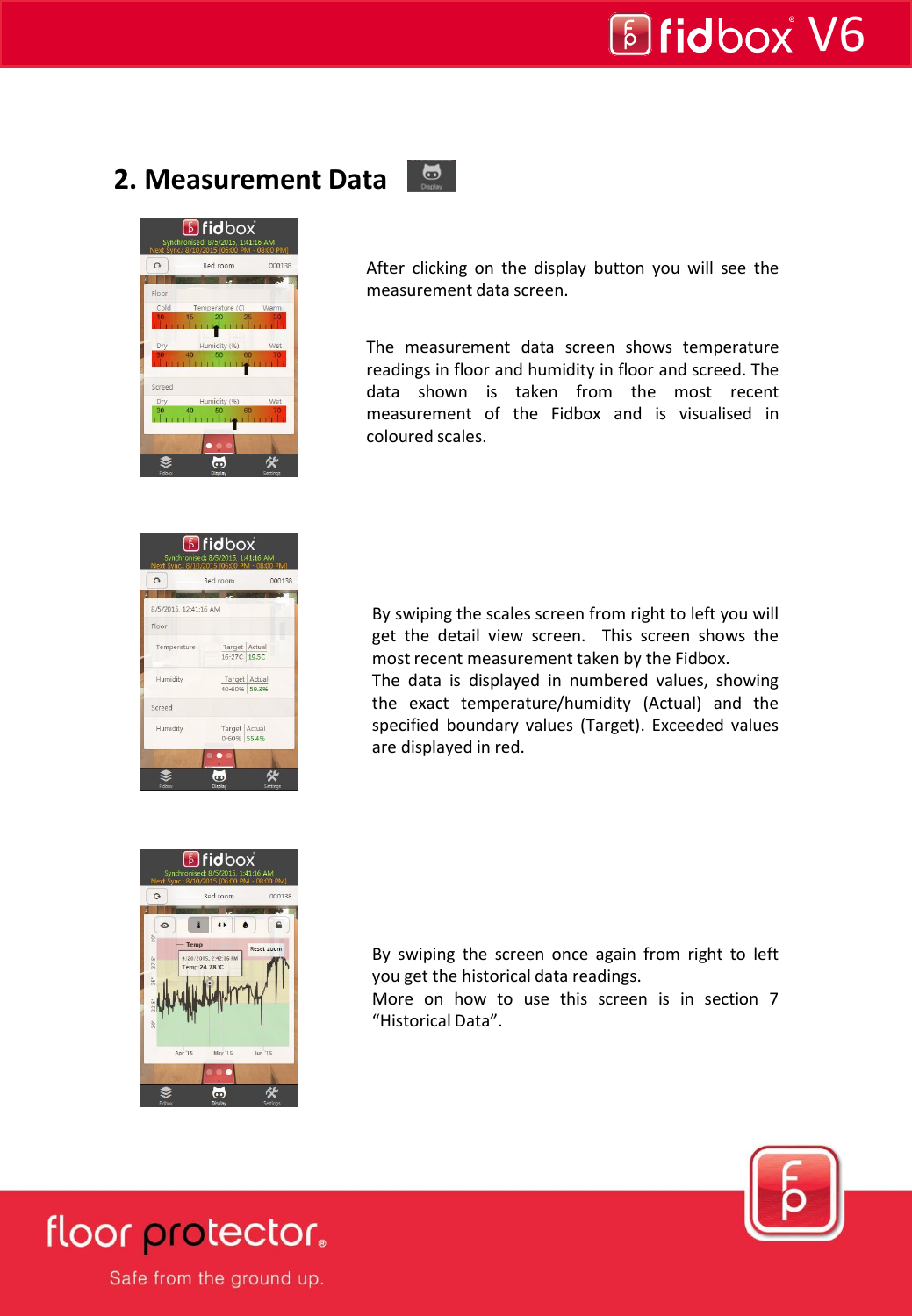## 2. Measurement Data

After clicking on the display button you will see the measurement data screen.

The measurement data screen shows temperature readings in floor and humidity in floor and screed. The data shown is taken from the most recent measurement of the Fidbox and is visualised in coloured scales.

By swiping the scales screen from right to left you will get the detail view screen. This screen shows the most recent measurement taken by the Fidbox.
The data is displayed in numbered values, showing the exact temperature/humidity (Actual) and the specified boundary values (Target). Exceeded values are displayed in red.

By swiping the screen once again from right to left you get the historical data readings.
More on how to use this screen is in section 7 “Historical Data”.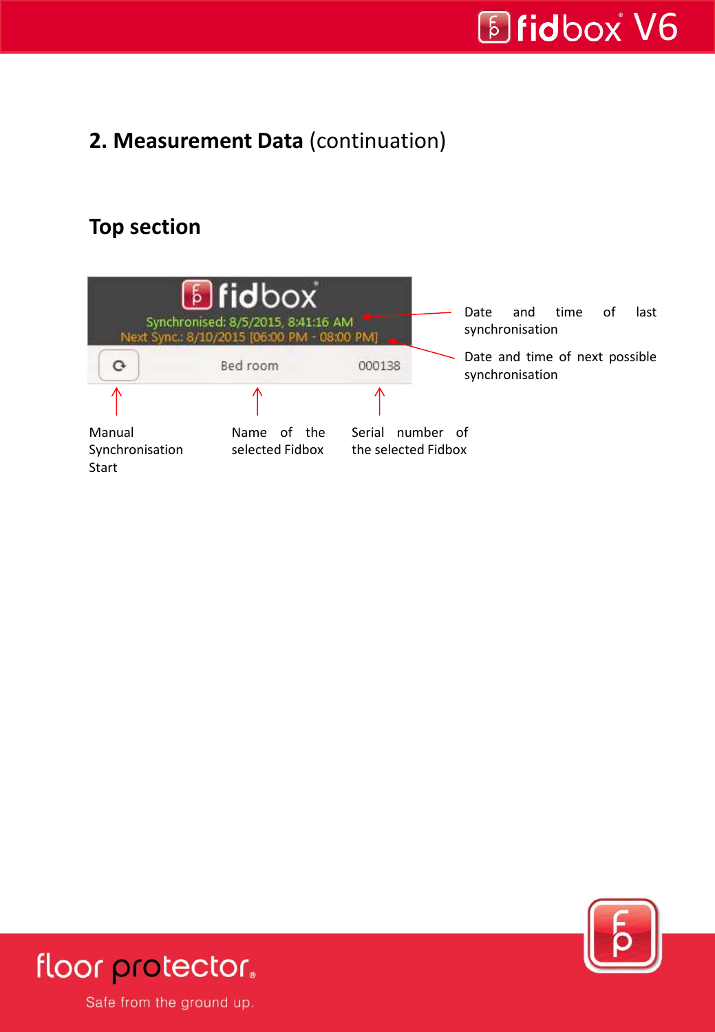## 2. Measurement Data (continuation)

### Top section

Date and time of last synchronisation

Date and time of next possible synchronisation

Manual Synchronisation Start

Name of the selected Fidbox

Serial number of the selected Fidbox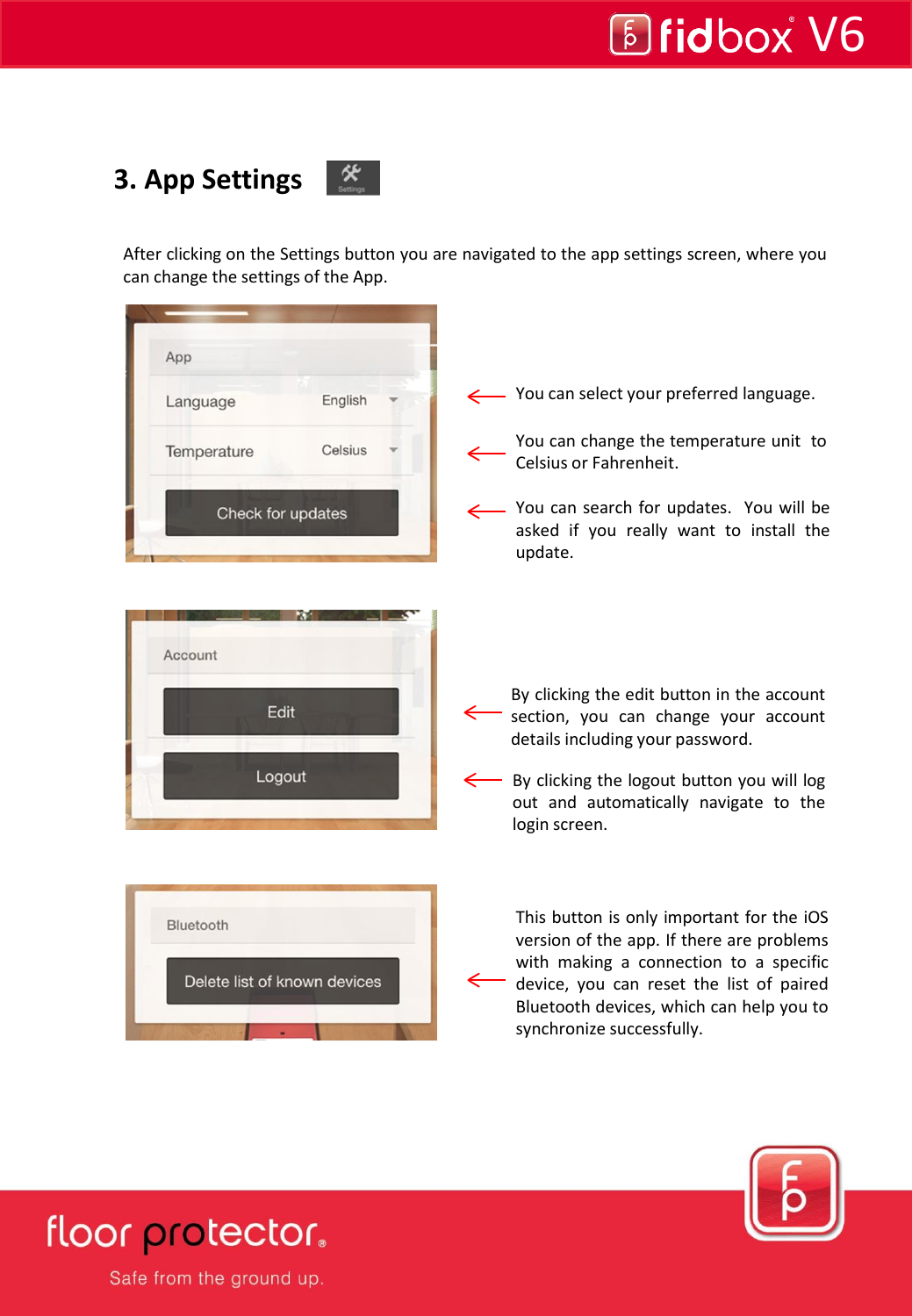## 3. App Settings

After clicking on the Settings button you are navigated to the app settings screen, where you can change the settings of the App.

| App | |
|---|---|
| Language: English | You can select your preferred language. |
| Temperature: Celsius | You can change the temperature unit to Celsius or Fahrenheit. |
| Check for updates | You can search for updates. You will be asked if you really want to install the update. |

| Account | |
|---|---|
| Edit | By clicking the edit button in the account section, you can change your account details including your password. |
| Logout | By clicking the logout button you will log out and automatically navigate to the login screen. |

| Bluetooth | |
|---|---|
| Delete list of known devices | This button is only important for the iOS version of the app. If there are problems with making a connection to a specific device, you can reset the list of paired Bluetooth devices, which can help you to synchronize successfully. |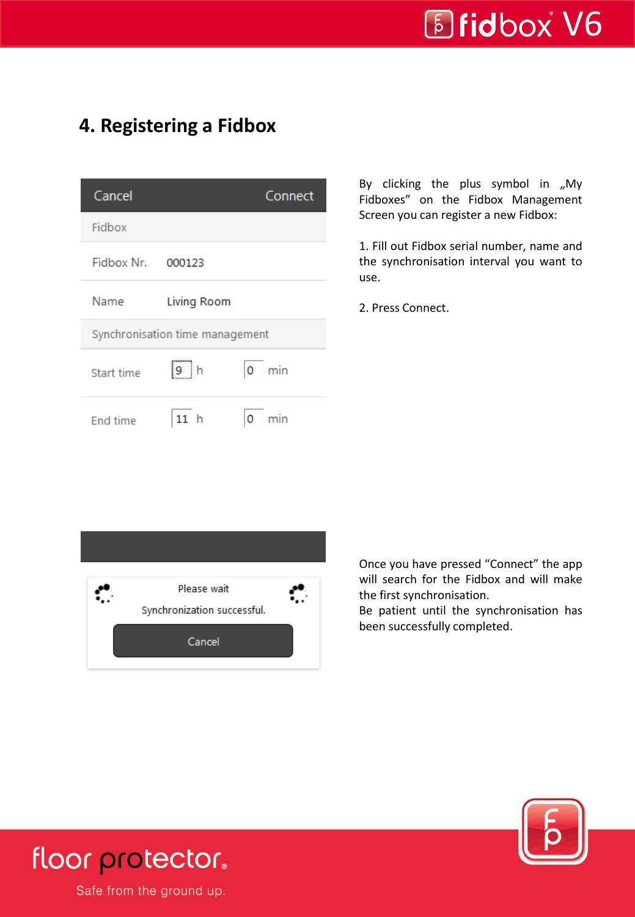# 4. Registering a Fidbox

By clicking the plus symbol in „My Fidboxes” on the Fidbox Management Screen you can register a new Fidbox:

1. Fill out Fidbox serial number, name and the synchronisation interval you want to use.

2. Press Connect.

Once you have pressed “Connect” the app will search for the Fidbox and will make the first synchronisation.
Be patient until the synchronisation has been successfully completed.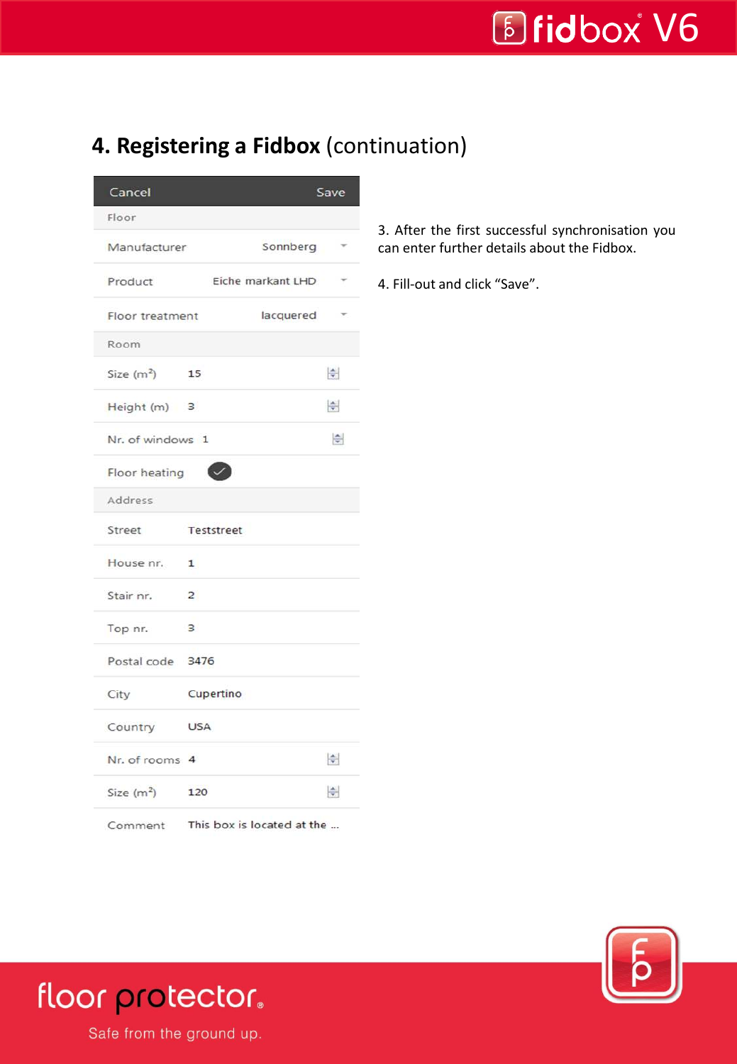## 4. Registering a Fidbox (continuation)

| Cancel | Save |
|---|---|
| **Floor** | |
| Manufacturer | Sonnberg |
| Product | Eiche markant LHD |
| Floor treatment | lacquered |
| **Room** | |
| Size ($m^2$) | 15 |
| Height (m) | 3 |
| Nr. of windows | 1 |
| Floor heating | ✓ |
| **Address** | |
| Street | Teststreet |
| House nr. | 1 |
| Stair nr. | 2 |
| Top nr. | 3 |
| Postal code | 3476 |
| City | Cupertino |
| Country | USA |
| Nr. of rooms | 4 |
| Size ($m^2$) | 120 |
| Comment | This box is located at the ... |

3. After the first successful synchronisation you can enter further details about the Fidbox.

4. Fill-out and click “Save”.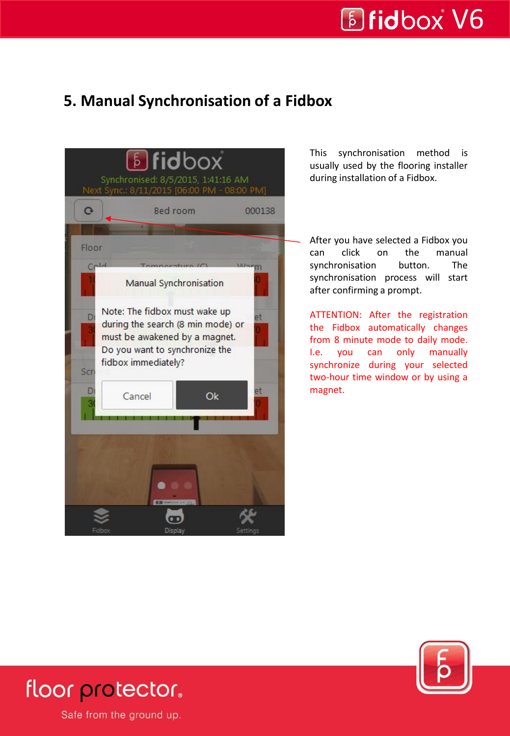# 5. Manual Synchronisation of a Fidbox

This synchronisation method is usually used by the flooring installer during installation of a Fidbox.

After you have selected a Fidbox you can click on the manual synchronisation button. The synchronisation process will start after confirming a prompt.

ATTENTION: After the registration the Fidbox automatically changes from 8 minute mode to daily mode. I.e. you can only manually synchronize during your selected two-hour time window or by using a magnet.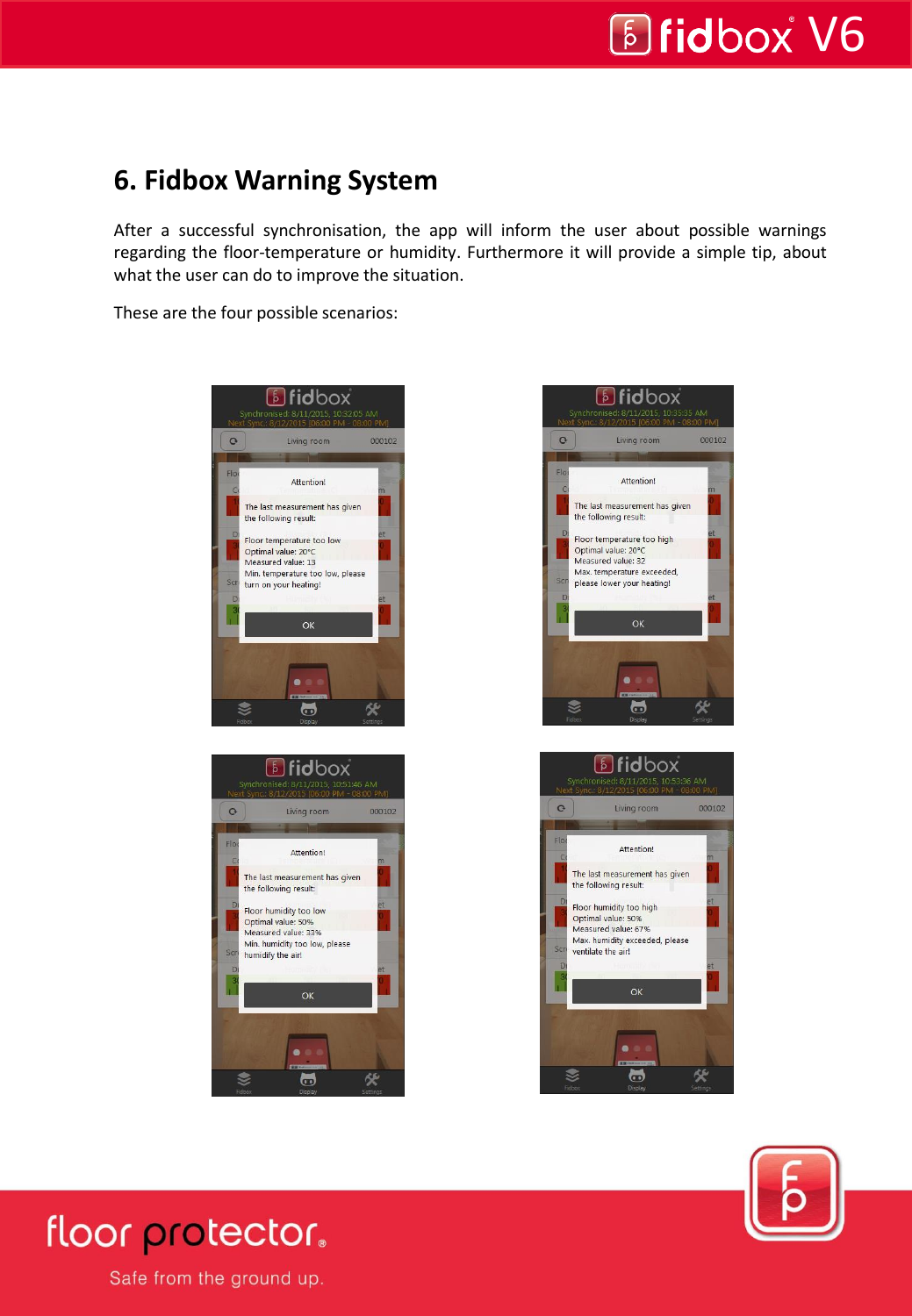# 6. Fidbox Warning System

After a successful synchronisation, the app will inform the user about possible warnings regarding the floor-temperature or humidity. Furthermore it will provide a simple tip, about what the user can do to improve the situation.

These are the four possible scenarios:

Attention!

The last measurement has given the following result:

Floor temperature too low
Optimal value: 20°C
Measured value: 13
Min. temperature too low, please turn on your heating!

OK

Attention!

The last measurement has given the following result:

Floor temperature too high
Optimal value: 20°C
Measured value: 32
Max. temperature exceeded, please lower your heating!

OK

Attention!

The last measurement has given the following result:

Floor humidity too low
Optimal value: 50%
Measured value: 33%
Min. humidity too low, please humidify the air!

OK

Attention!

The last measurement has given the following result:

Floor humidity too high
Optimal value: 50%
Measured value: 67%
Max. humidity exceeded, please ventilate the air!

OK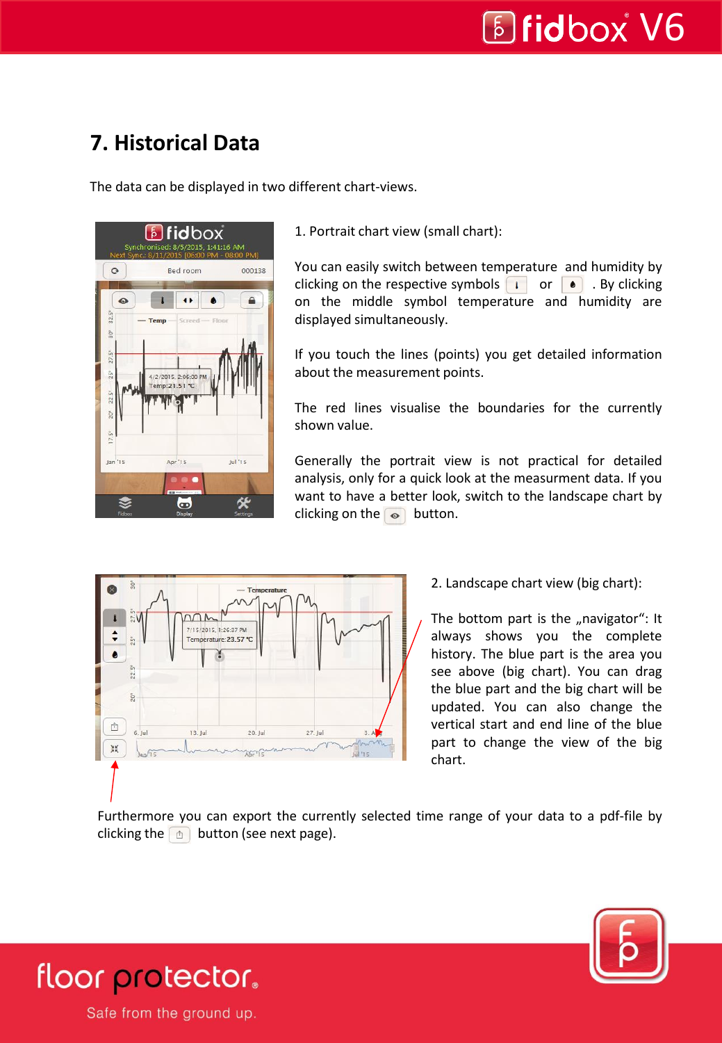# 7. Historical Data

The data can be displayed in two different chart-views.

1. Portrait chart view (small chart):

You can easily switch between temperature and humidity by clicking on the respective symbols or . By clicking on the middle symbol temperature and humidity are displayed simultaneously.

If you touch the lines (points) you get detailed information about the measurement points.

The red lines visualise the boundaries for the currently shown value.

Generally the portrait view is not practical for detailed analysis, only for a quick look at the measurment data. If you want to have a better look, switch to the landscape chart by clicking on the button.

2. Landscape chart view (big chart):

The bottom part is the „navigator": It always shows you the complete history. The blue part is the area you see above (big chart). You can drag the blue part and the big chart will be updated. You can also change the vertical start and end line of the blue part to change the view of the big chart.

Furthermore you can export the currently selected time range of your data to a pdf-file by clicking the button (see next page).